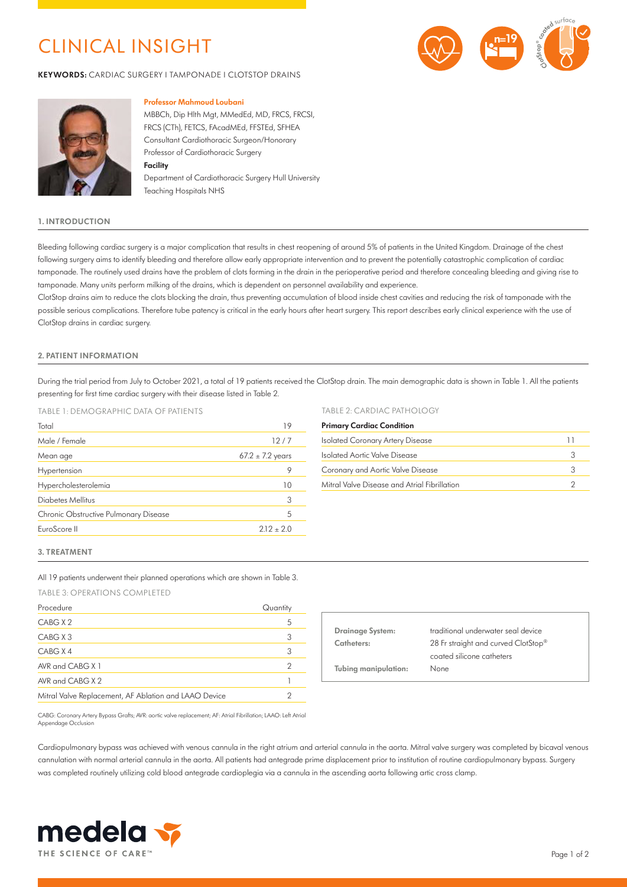# CLINICAL INSIGHT

**KEYWORDS:** CARDIAC SURGERY I TAMPONADE I CLOTSTOP DRAINS

**Professor Mahmoud Loubani**

MBBCh, Dip Hlth Mgt, MMedEd, MD, FRCS, FRCSI, FRCS (CTh), FETCS, FAcadMEd, FFSTEd, SFHEA

Consultant Cardiothoracic Surgeon/Honorary Professor of Cardiothoracic Surgery

**Facility**

Department of Cardiothoracic Surgery Hull University Teaching Hospitals NHS

## 1. INTRODUCTION

Bleeding following cardiac surgery is a major complication that results in chest reopening of around 5% of patients in the United Kingdom. Drainage of the chest following surgery aims to identify bleeding and therefore allow early appropriate intervention and to prevent the potentially catastrophic complication of cardiac tamponade. The routinely used drains have the problem of clots forming in the drain in the perioperative period and therefore concealing bleeding and giving rise to tamponade. Many units perform milking of the drains, which is dependent on personnel availability and experience.

ClotStop drains aim to reduce the clots blocking the drain, thus preventing accumulation of blood inside chest cavities and reducing the risk of tamponade with the possible serious complications. Therefore tube patency is critical in the early hours after heart surgery. This report describes early clinical experience with the use of ClotStop drains in cardiac surgery.

## 2. PATIENT INFORMATION

During the trial period from July to October 2021, a total of 19 patients received the ClotStop drain. The main demographic data is shown in Table 1. All the patients presenting for first time cardiac surgery with their disease listed in Table 2.

TABLE 1: DEMOGRAPHIC DATA OF PATIENTS

| | |
|---|---|
| Total | 19 |
| Male / Female | 12 / 7 |
| Mean age | 67.2 ± 7.2 years |
| Hypertension | 9 |
| Hypercholesterolemia | 10 |
| Diabetes Mellitus | 3 |
| Chronic Obstructive Pulmonary Disease | 5 |
| EuroScore II | 2.12 ± 2.0 |

TABLE 2: CARDIAC PATHOLOGY

| **Primary Cardiac Condition** | |
|---|---|
| Isolated Coronary Artery Disease | 11 |
| Isolated Aortic Valve Disease | 3 |
| Coronary and Aortic Valve Disease | 3 |
| Mitral Valve Disease and Atrial Fibrillation | 2 |

## 3. TREATMENT

All 19 patients underwent their planned operations which are shown in Table 3.

TABLE 3: OPERATIONS COMPLETED

| Procedure | Quantity |
|---|---|
| CABG X 2 | 5 |
| CABG X 3 | 3 |
| CABG X 4 | 3 |
| AVR and CABG X 1 | 2 |
| AVR and CABG X 2 | 1 |
| Mitral Valve Replacement, AF Ablation and LAAO Device | 2 |

CABG: Coronary Artery Bypass Grafts; AVR: aortic valve replacement; AF: Atrial Fibrillation; LAAO: Left Atrial Appendage Occlusion

| | |
|---|---|
| **Drainage System:** | traditional underwater seal device |
| **Catheters:** | 28 Fr straight and curved ClotStop® coated silicone catheters |
| **Tubing manipulation:** | None |

Cardiopulmonary bypass was achieved with venous cannula in the right atrium and arterial cannula in the aorta. Mitral valve surgery was completed by bicaval venous cannulation with normal arterial cannula in the aorta. All patients had antegrade prime displacement prior to institution of routine cardiopulmonary bypass. Surgery was completed routinely utilizing cold blood antegrade cardioplegia via a cannula in the ascending aorta following artic cross clamp.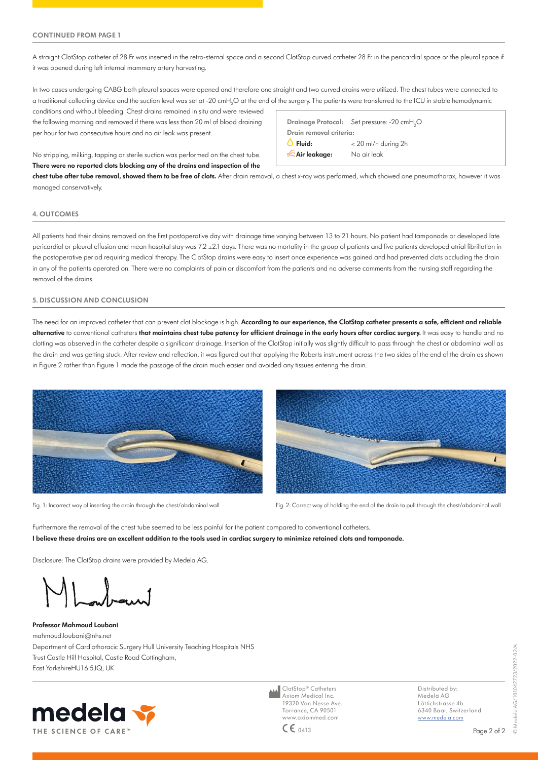**CONTINUED FROM PAGE 1**

A straight ClotStop catheter of 28 Fr was inserted in the retro-sternal space and a second ClotStop curved catheter 28 Fr in the pericardial space or the pleural space if it was opened during left internal mammary artery harvesting.

In two cases undergoing CABG both pleural spaces were opened and therefore one straight and two curved drains were utilized. The chest tubes were connected to a traditional collecting device and the suction level was set at -20 $cmH_2O$ at the end of the surgery. The patients were transferred to the ICU in stable hemodynamic conditions and without bleeding. Chest drains remained in situ and were reviewed the following morning and removed if there was less than 20 ml of blood draining per hour for two consecutive hours and no air leak was present.

| **Drainage Protocol:** | Set pressure: -20 $cmH_2O$ |
|---|---|
| **Drain removal criteria:** | |
| **Fluid:** | < 20 ml/h during 2h |
| **Air leakage:** | No air leak |

No stripping, milking, tapping or sterile suction was performed on the chest tube. **There were no reported clots blocking any of the drains and inspection of the chest tube after tube removal, showed them to be free of clots.** After drain removal, a chest x-ray was performed, which showed one pneumothorax, however it was managed conservatively.

## 4. OUTCOMES

All patients had their drains removed on the first postoperative day with drainage time varying between 13 to 21 hours. No patient had tamponade or developed late pericardial or pleural effusion and mean hospital stay was 7.2 ±2.1 days. There was no mortality in the group of patients and five patients developed atrial fibrillation in the postoperative period requiring medical therapy. The ClotStop drains were easy to insert once experience was gained and had prevented clots occluding the drain in any of the patients operated on. There were no complaints of pain or discomfort from the patients and no adverse comments from the nursing staff regarding the removal of the drains.

## 5. DISCUSSION AND CONCLUSION

The need for an improved catheter that can prevent clot blockage is high. **According to our experience, the ClotStop catheter presents a safe, efficient and reliable alternative** to conventional catheters **that maintains chest tube patency for efficient drainage in the early hours after cardiac surgery.** It was easy to handle and no clotting was observed in the catheter despite a significant drainage. Insertion of the ClotStop initially was slightly difficult to pass through the chest or abdominal wall as the drain end was getting stuck. After review and reflection, it was figured out that applying the Roberts instrument across the two sides of the end of the drain as shown in Figure 2 rather than Figure 1 made the passage of the drain much easier and avoided any tissues entering the drain.

Fig. 1: Incorrect way of inserting the drain through the chest/abdominal wall

Fig. 2: Correct way of holding the end of the drain to pull through the chest/abdominal wall

Furthermore the removal of the chest tube seemed to be less painful for the patient compared to conventional catheters.

**I believe these drains are an excellent addition to the tools used in cardiac surgery to minimize retained clots and tamponade.**

Disclosure: The ClotStop drains were provided by Medela AG.

**Professor Mahmoud Loubani**
mahmoud.loubani@nhs.net
Department of Cardiothoracic Surgery Hull University Teaching Hospitals NHS Trust Castle Hill Hospital, Castle Road Cottingham,
East YorkshireHU16 5JQ, UK

medela THE SCIENCE OF CARE™

ClotStop® Catheters
Axiom Medical Inc.
19320 Van Nesse Ave.
Torrance, CA 90501
www.axiommed.com
CE 0413

Distributed by:
Medela AG
Lättichstrasse 4b
6340 Baar, Switzerland
www.medela.com

© Medela AG/101042723/2022-02/A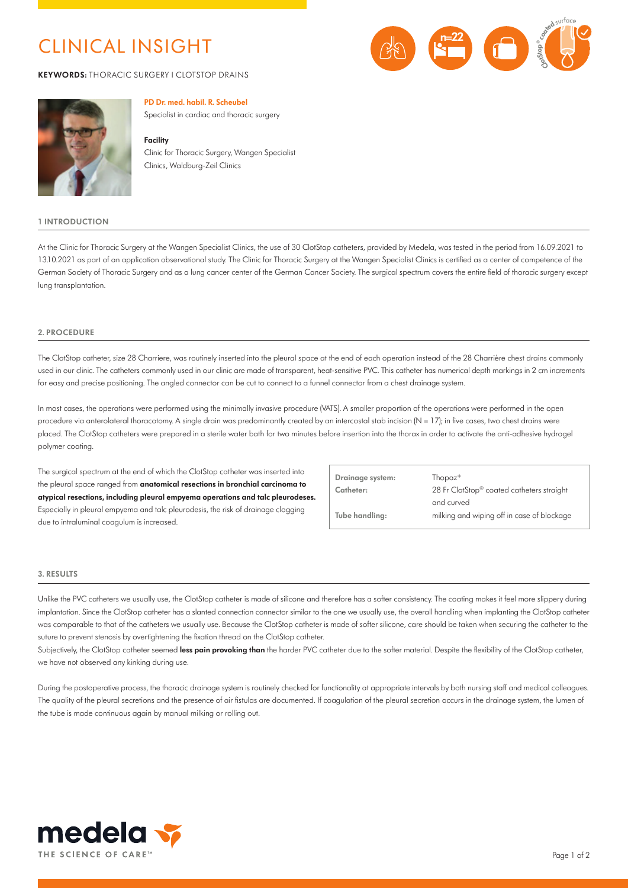# CLINICAL INSIGHT

**KEYWORDS:** THORACIC SURGERY I CLOTSTOP DRAINS

**PD Dr. med. habil. R. Scheubel**
Specialist in cardiac and thoracic surgery

**Facility**
Clinic for Thoracic Surgery, Wangen Specialist Clinics, Waldburg-Zeil Clinics

## 1 INTRODUCTION

At the Clinic for Thoracic Surgery at the Wangen Specialist Clinics, the use of 30 ClotStop catheters, provided by Medela, was tested in the period from 16.09.2021 to 13.10.2021 as part of an application observational study. The Clinic for Thoracic Surgery at the Wangen Specialist Clinics is certified as a center of competence of the German Society of Thoracic Surgery and as a lung cancer center of the German Cancer Society. The surgical spectrum covers the entire field of thoracic surgery except lung transplantation.

## 2. PROCEDURE

The ClotStop catheter, size 28 Charriere, was routinely inserted into the pleural space at the end of each operation instead of the 28 Charrière chest drains commonly used in our clinic. The catheters commonly used in our clinic are made of transparent, heat-sensitive PVC. This catheter has numerical depth markings in 2 cm increments for easy and precise positioning. The angled connector can be cut to connect to a funnel connector from a chest drainage system.

In most cases, the operations were performed using the minimally invasive procedure (VATS). A smaller proportion of the operations were performed in the open procedure via anterolateral thoracotomy. A single drain was predominantly created by an intercostal stab incision (N = 17); in five cases, two chest drains were placed. The ClotStop catheters were prepared in a sterile water bath for two minutes before insertion into the thorax in order to activate the anti-adhesive hydrogel polymer coating.

The surgical spectrum at the end of which the ClotStop catheter was inserted into the pleural space ranged from **anatomical resections in bronchial carcinoma to atypical resections, including pleural empyema operations and talc pleurodeses.** Especially in pleural empyema and talc pleurodesis, the risk of drainage clogging due to intraluminal coagulum is increased.

| | |
|---|---|
| **Drainage system:** | Thopaz+ |
| **Catheter:** | 28 Fr ClotStop® coated catheters straight and curved |
| **Tube handling:** | milking and wiping off in case of blockage |

## 3. RESULTS

Unlike the PVC catheters we usually use, the ClotStop catheter is made of silicone and therefore has a softer consistency. The coating makes it feel more slippery during implantation. Since the ClotStop catheter has a slanted connection connector similar to the one we usually use, the overall handling when implanting the ClotStop catheter was comparable to that of the catheters we usually use. Because the ClotStop catheter is made of softer silicone, care should be taken when securing the catheter to the suture to prevent stenosis by overtightening the fixation thread on the ClotStop catheter.

Subjectively, the ClotStop catheter seemed **less pain provoking than** the harder PVC catheter due to the softer material. Despite the flexibility of the ClotStop catheter, we have not observed any kinking during use.

During the postoperative process, the thoracic drainage system is routinely checked for functionality at appropriate intervals by both nursing staff and medical colleagues. The quality of the pleural secretions and the presence of air fistulas are documented. If coagulation of the pleural secretion occurs in the drainage system, the lumen of the tube is made continuous again by manual milking or rolling out.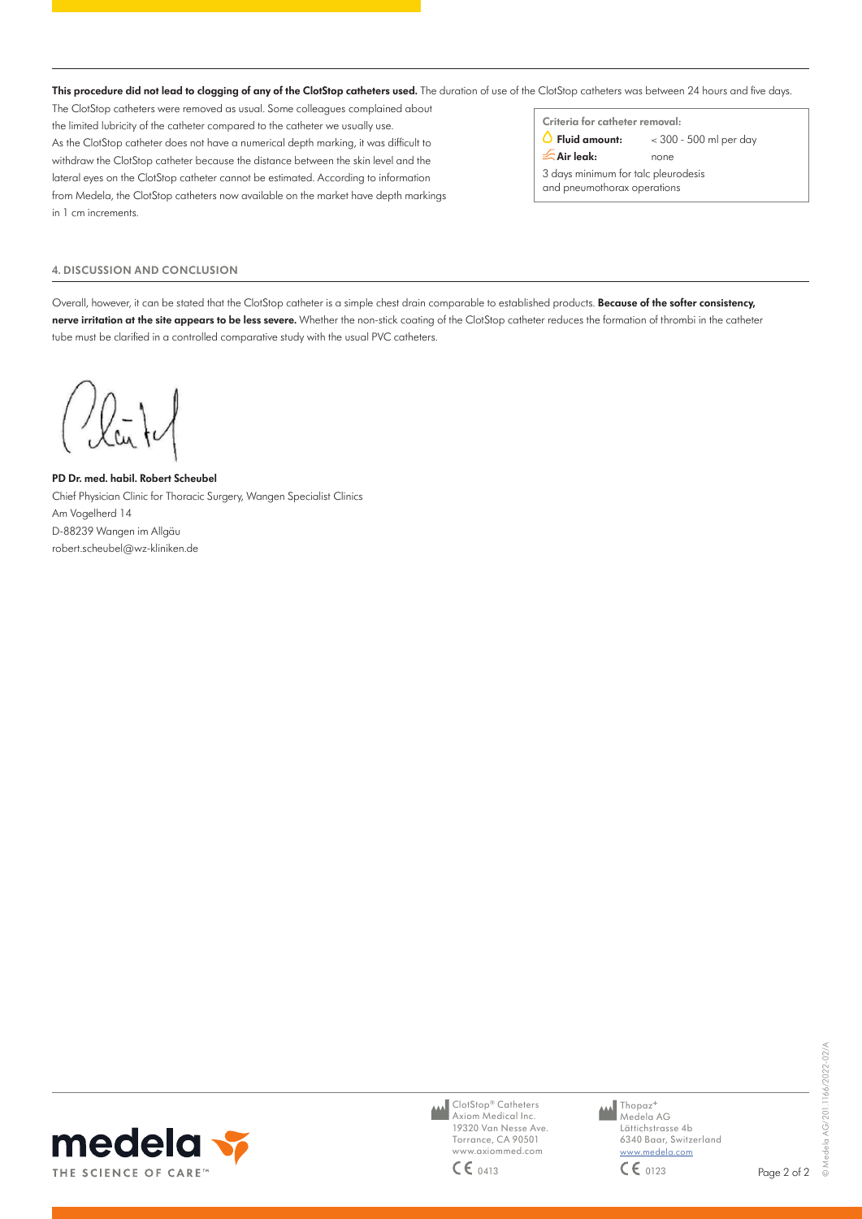**This procedure did not lead to clogging of any of the ClotStop catheters used.** The duration of use of the ClotStop catheters was between 24 hours and five days.

The ClotStop catheters were removed as usual. Some colleagues complained about the limited lubricity of the catheter compared to the catheter we usually use. As the ClotStop catheter does not have a numerical depth marking, it was difficult to withdraw the ClotStop catheter because the distance between the skin level and the lateral eyes on the ClotStop catheter cannot be estimated. According to information from Medela, the ClotStop catheters now available on the market have depth markings in 1 cm increments.

**Criteria for catheter removal:**

| | |
|---|---|
| **Fluid amount:** | < 300 - 500 ml per day |
| **Air leak:** | none |

3 days minimum for talc pleurodesis and pneumothorax operations

## 4. DISCUSSION AND CONCLUSION

Overall, however, it can be stated that the ClotStop catheter is a simple chest drain comparable to established products. **Because of the softer consistency, nerve irritation at the site appears to be less severe.** Whether the non-stick coating of the ClotStop catheter reduces the formation of thrombi in the catheter tube must be clarified in a controlled comparative study with the usual PVC catheters.

**PD Dr. med. habil. Robert Scheubel**
Chief Physician Clinic for Thoracic Surgery, Wangen Specialist Clinics
Am Vogelherd 14
D-88239 Wangen im Allgäu
robert.scheubel@wz-kliniken.de

medela
THE SCIENCE OF CARE™

ClotStop® Catheters
Axiom Medical Inc.
19320 Van Nesse Ave.
Torrance, CA 90501
www.axiommed.com
CE 0413

Thopaz+
Medela AG
Lättichstrasse 4b
6340 Baar, Switzerland
www.medela.com
CE 0123

© Medela AG/201 1166/2022-02/A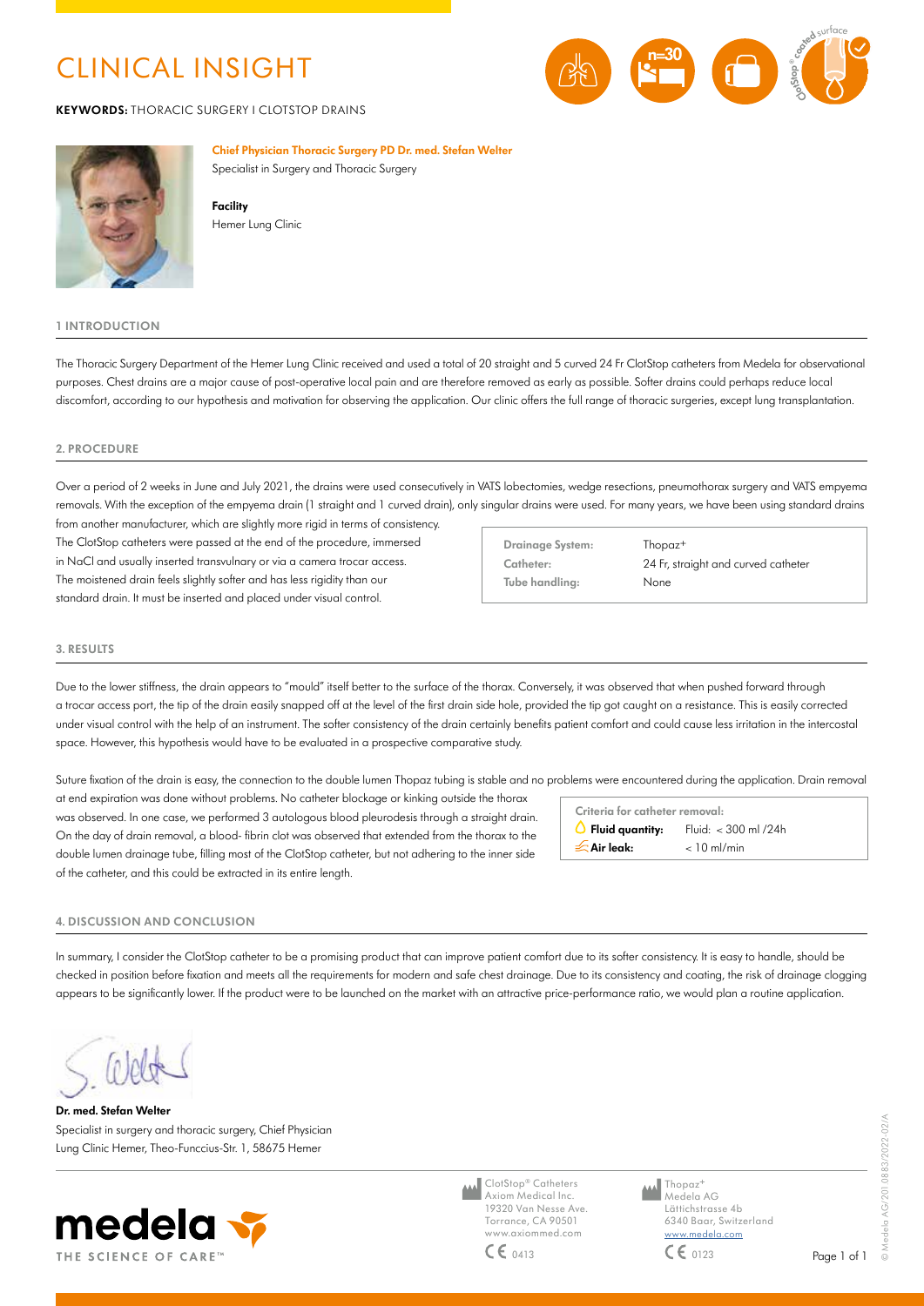# CLINICAL INSIGHT

**KEYWORDS:** THORACIC SURGERY I CLOTSTOP DRAINS

**Chief Physician Thoracic Surgery PD Dr. med. Stefan Welter**
Specialist in Surgery and Thoracic Surgery

**Facility**
Hemer Lung Clinic

## 1 INTRODUCTION

The Thoracic Surgery Department of the Hemer Lung Clinic received and used a total of 20 straight and 5 curved 24 Fr ClotStop catheters from Medela for observational purposes. Chest drains are a major cause of post-operative local pain and are therefore removed as early as possible. Softer drains could perhaps reduce local discomfort, according to our hypothesis and motivation for observing the application. Our clinic offers the full range of thoracic surgeries, except lung transplantation.

## 2. PROCEDURE

Over a period of 2 weeks in June and July 2021, the drains were used consecutively in VATS lobectomies, wedge resections, pneumothorax surgery and VATS empyema removals. With the exception of the empyema drain (1 straight and 1 curved drain), only singular drains were used. For many years, we have been using standard drains from another manufacturer, which are slightly more rigid in terms of consistency. The ClotStop catheters were passed at the end of the procedure, immersed in NaCl and usually inserted transvulnary or via a camera trocar access. The moistened drain feels slightly softer and has less rigidity than our standard drain. It must be inserted and placed under visual control.

| | |
|---|---|
| Drainage System: | Thopaz+ |
| Catheter: | 24 Fr, straight and curved catheter |
| Tube handling: | None |

## 3. RESULTS

Due to the lower stiffness, the drain appears to "mould" itself better to the surface of the thorax. Conversely, it was observed that when pushed forward through a trocar access port, the tip of the drain easily snapped off at the level of the first drain side hole, provided the tip got caught on a resistance. This is easily corrected under visual control with the help of an instrument. The softer consistency of the drain certainly benefits patient comfort and could cause less irritation in the intercostal space. However, this hypothesis would have to be evaluated in a prospective comparative study.

Suture fixation of the drain is easy, the connection to the double lumen Thopaz tubing is stable and no problems were encountered during the application. Drain removal at end expiration was done without problems. No catheter blockage or kinking outside the thorax was observed. In one case, we performed 3 autologous blood pleurodesis through a straight drain. On the day of drain removal, a blood- fibrin clot was observed that extended from the thorax to the double lumen drainage tube, filling most of the ClotStop catheter, but not adhering to the inner side of the catheter, and this could be extracted in its entire length.

| Criteria for catheter removal: | |
|---|---|
| **Fluid quantity:** | Fluid: < 300 ml /24h |
| **Air leak:** | < 10 ml/min |

## 4. DISCUSSION AND CONCLUSION

In summary, I consider the ClotStop catheter to be a promising product that can improve patient comfort due to its softer consistency. It is easy to handle, should be checked in position before fixation and meets all the requirements for modern and safe chest drainage. Due to its consistency and coating, the risk of drainage clogging appears to be significantly lower. If the product were to be launched on the market with an attractive price-performance ratio, we would plan a routine application.

**Dr. med. Stefan Welter**
Specialist in surgery and thoracic surgery, Chief Physician
Lung Clinic Hemer, Theo-Funccius-Str. 1, 58675 Hemer

medela
THE SCIENCE OF CARE™

ClotStop® Catheters
Axiom Medical Inc.
19320 Van Nesse Ave.
Torrance, CA 90501
www.axiommed.com
CE 0413

Thopaz+
Medela AG
Lättichstrasse 4b
6340 Baar, Switzerland
www.medela.com
CE 0123

© Medela AG/201 0883/2022-02/A